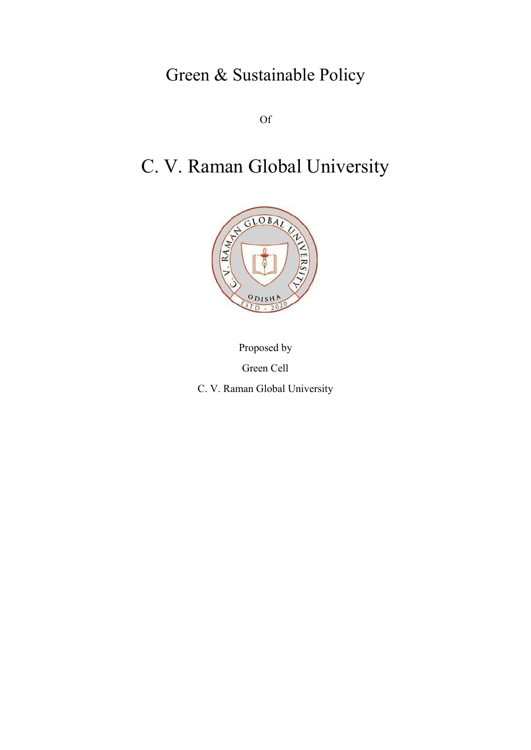# Green & Sustainable Policy

Of

# C. V. Raman Global University

Proposed by

Green Cell

C. V. Raman Global University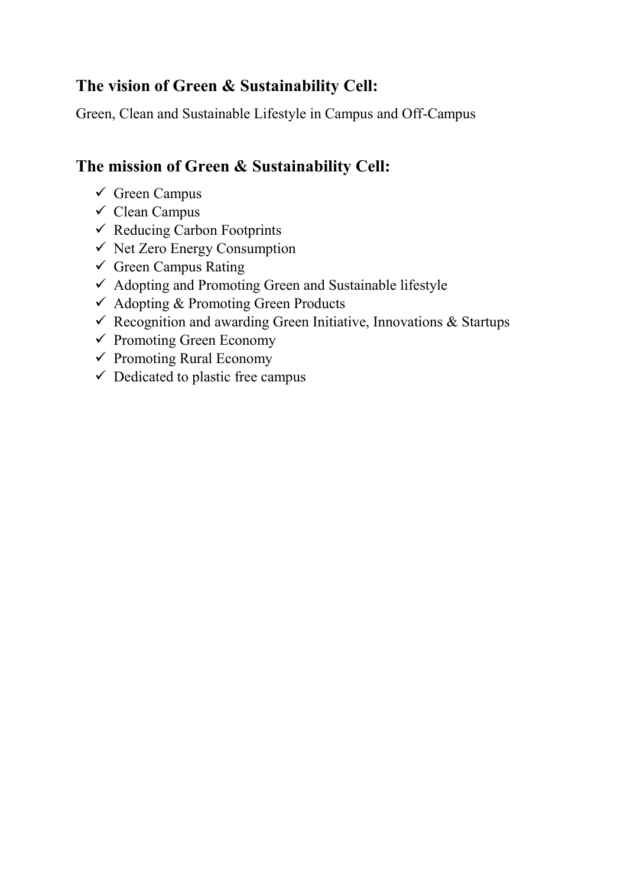## The vision of Green & Sustainability Cell:

Green, Clean and Sustainable Lifestyle in Campus and Off-Campus

## The mission of Green & Sustainability Cell:

- ✓ Green Campus
- ✓ Clean Campus
- ✓ Reducing Carbon Footprints
- ✓ Net Zero Energy Consumption
- ✓ Green Campus Rating
- ✓ Adopting and Promoting Green and Sustainable lifestyle
- ✓ Adopting & Promoting Green Products
- ✓ Recognition and awarding Green Initiative, Innovations & Startups
- ✓ Promoting Green Economy
- ✓ Promoting Rural Economy
- ✓ Dedicated to plastic free campus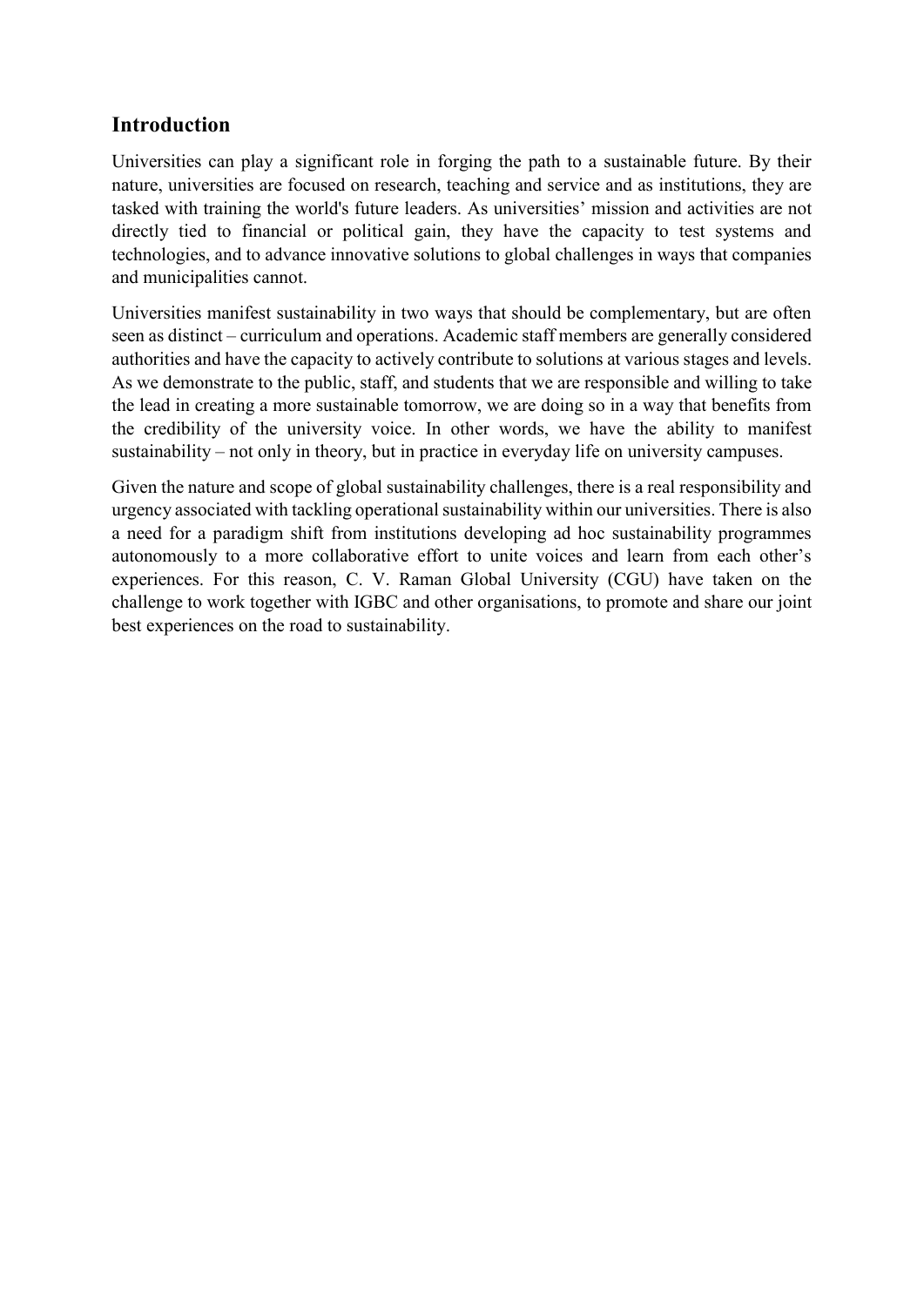## Introduction

Universities can play a significant role in forging the path to a sustainable future. By their nature, universities are focused on research, teaching and service and as institutions, they are tasked with training the world's future leaders. As universities' mission and activities are not directly tied to financial or political gain, they have the capacity to test systems and technologies, and to advance innovative solutions to global challenges in ways that companies and municipalities cannot.

Universities manifest sustainability in two ways that should be complementary, but are often seen as distinct – curriculum and operations. Academic staff members are generally considered authorities and have the capacity to actively contribute to solutions at various stages and levels. As we demonstrate to the public, staff, and students that we are responsible and willing to take the lead in creating a more sustainable tomorrow, we are doing so in a way that benefits from the credibility of the university voice. In other words, we have the ability to manifest sustainability – not only in theory, but in practice in everyday life on university campuses.

Given the nature and scope of global sustainability challenges, there is a real responsibility and urgency associated with tackling operational sustainability within our universities. There is also a need for a paradigm shift from institutions developing ad hoc sustainability programmes autonomously to a more collaborative effort to unite voices and learn from each other's experiences. For this reason, C. V. Raman Global University (CGU) have taken on the challenge to work together with IGBC and other organisations, to promote and share our joint best experiences on the road to sustainability.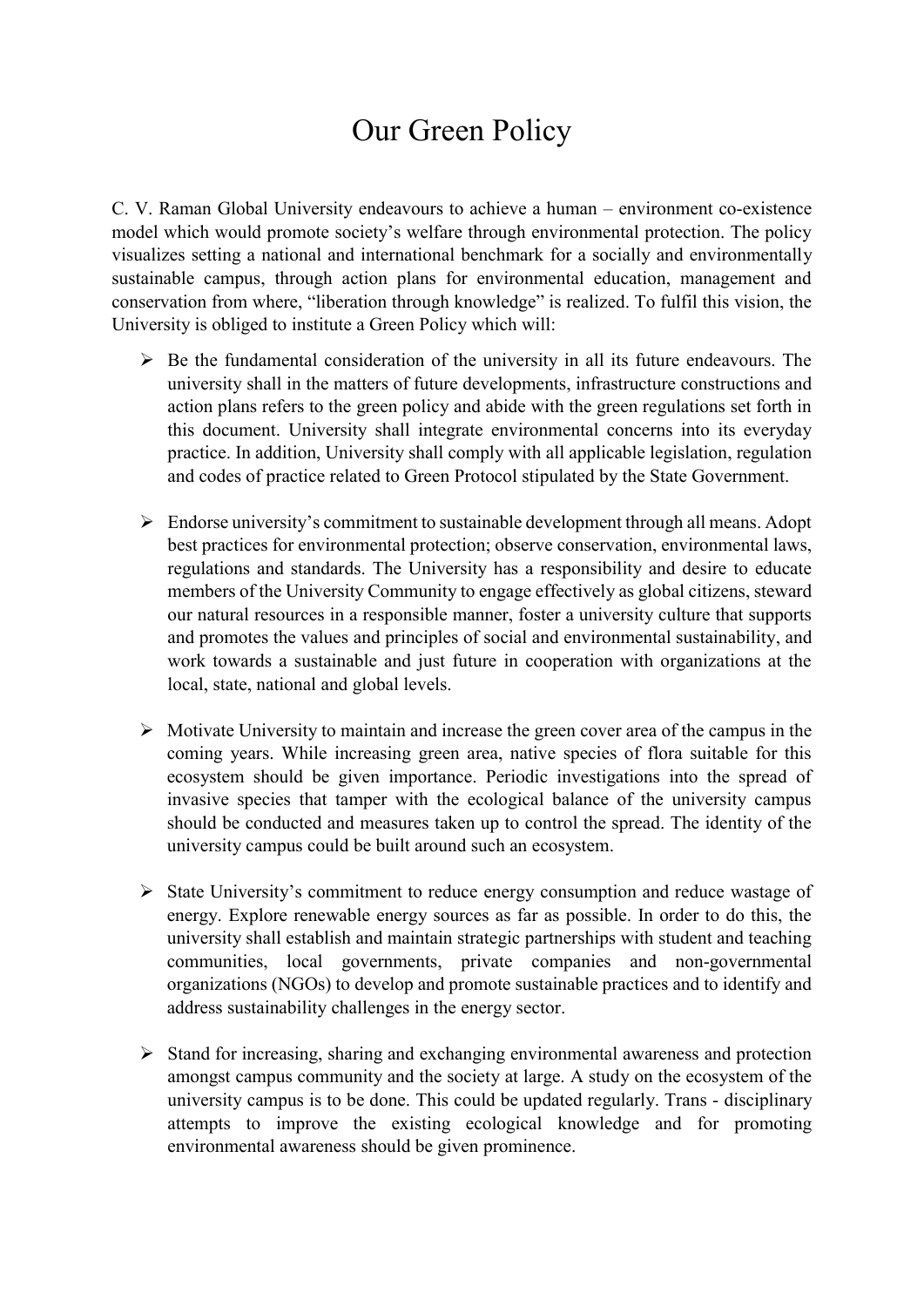# Our Green Policy

C. V. Raman Global University endeavours to achieve a human – environment co-existence model which would promote society's welfare through environmental protection. The policy visualizes setting a national and international benchmark for a socially and environmentally sustainable campus, through action plans for environmental education, management and conservation from where, "liberation through knowledge" is realized. To fulfil this vision, the University is obliged to institute a Green Policy which will:

- Be the fundamental consideration of the university in all its future endeavours. The university shall in the matters of future developments, infrastructure constructions and action plans refers to the green policy and abide with the green regulations set forth in this document. University shall integrate environmental concerns into its everyday practice. In addition, University shall comply with all applicable legislation, regulation and codes of practice related to Green Protocol stipulated by the State Government.

- Endorse university's commitment to sustainable development through all means. Adopt best practices for environmental protection; observe conservation, environmental laws, regulations and standards. The University has a responsibility and desire to educate members of the University Community to engage effectively as global citizens, steward our natural resources in a responsible manner, foster a university culture that supports and promotes the values and principles of social and environmental sustainability, and work towards a sustainable and just future in cooperation with organizations at the local, state, national and global levels.

- Motivate University to maintain and increase the green cover area of the campus in the coming years. While increasing green area, native species of flora suitable for this ecosystem should be given importance. Periodic investigations into the spread of invasive species that tamper with the ecological balance of the university campus should be conducted and measures taken up to control the spread. The identity of the university campus could be built around such an ecosystem.

- State University's commitment to reduce energy consumption and reduce wastage of energy. Explore renewable energy sources as far as possible. In order to do this, the university shall establish and maintain strategic partnerships with student and teaching communities, local governments, private companies and non-governmental organizations (NGOs) to develop and promote sustainable practices and to identify and address sustainability challenges in the energy sector.

- Stand for increasing, sharing and exchanging environmental awareness and protection amongst campus community and the society at large. A study on the ecosystem of the university campus is to be done. This could be updated regularly. Trans - disciplinary attempts to improve the existing ecological knowledge and for promoting environmental awareness should be given prominence.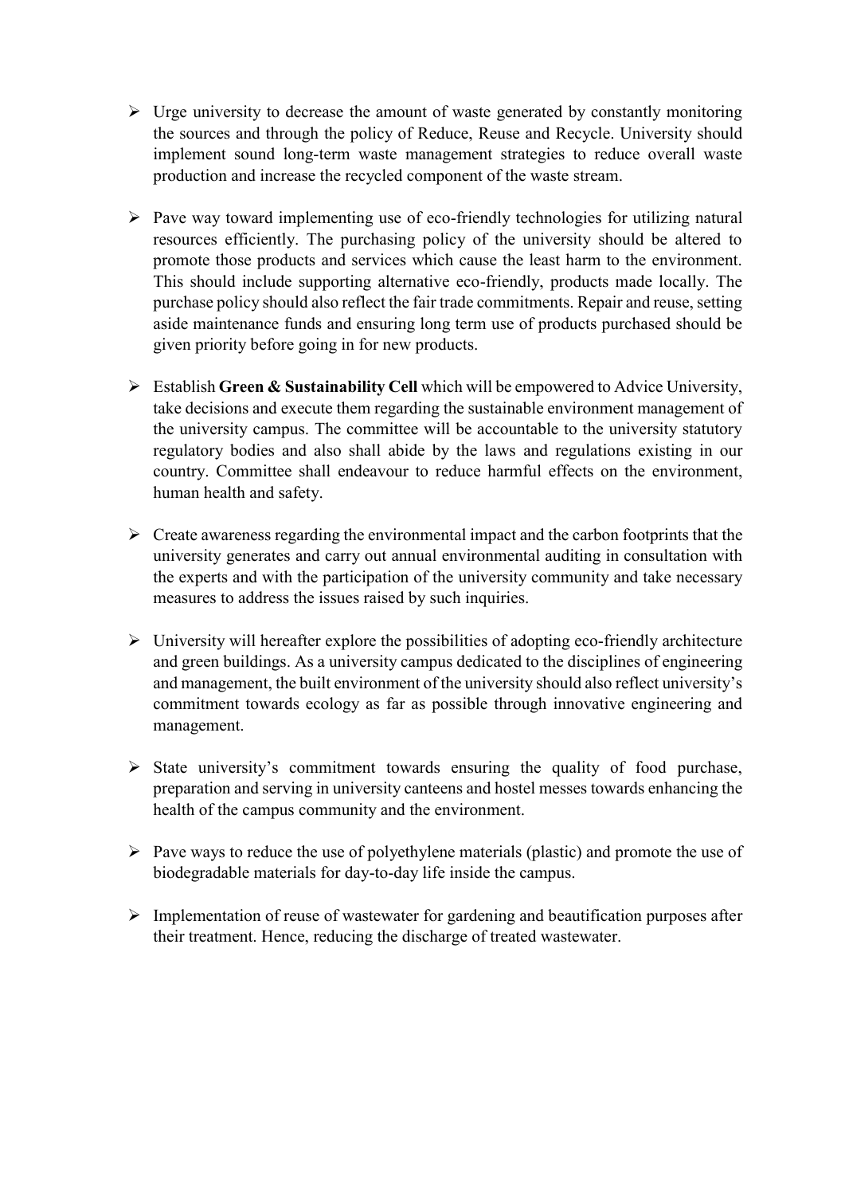- Urge university to decrease the amount of waste generated by constantly monitoring the sources and through the policy of Reduce, Reuse and Recycle. University should implement sound long-term waste management strategies to reduce overall waste production and increase the recycled component of the waste stream.

- Pave way toward implementing use of eco-friendly technologies for utilizing natural resources efficiently. The purchasing policy of the university should be altered to promote those products and services which cause the least harm to the environment. This should include supporting alternative eco-friendly, products made locally. The purchase policy should also reflect the fair trade commitments. Repair and reuse, setting aside maintenance funds and ensuring long term use of products purchased should be given priority before going in for new products.

- Establish **Green & Sustainability Cell** which will be empowered to Advice University, take decisions and execute them regarding the sustainable environment management of the university campus. The committee will be accountable to the university statutory regulatory bodies and also shall abide by the laws and regulations existing in our country. Committee shall endeavour to reduce harmful effects on the environment, human health and safety.

- Create awareness regarding the environmental impact and the carbon footprints that the university generates and carry out annual environmental auditing in consultation with the experts and with the participation of the university community and take necessary measures to address the issues raised by such inquiries.

- University will hereafter explore the possibilities of adopting eco-friendly architecture and green buildings. As a university campus dedicated to the disciplines of engineering and management, the built environment of the university should also reflect university's commitment towards ecology as far as possible through innovative engineering and management.

- State university's commitment towards ensuring the quality of food purchase, preparation and serving in university canteens and hostel messes towards enhancing the health of the campus community and the environment.

- Pave ways to reduce the use of polyethylene materials (plastic) and promote the use of biodegradable materials for day-to-day life inside the campus.

- Implementation of reuse of wastewater for gardening and beautification purposes after their treatment. Hence, reducing the discharge of treated wastewater.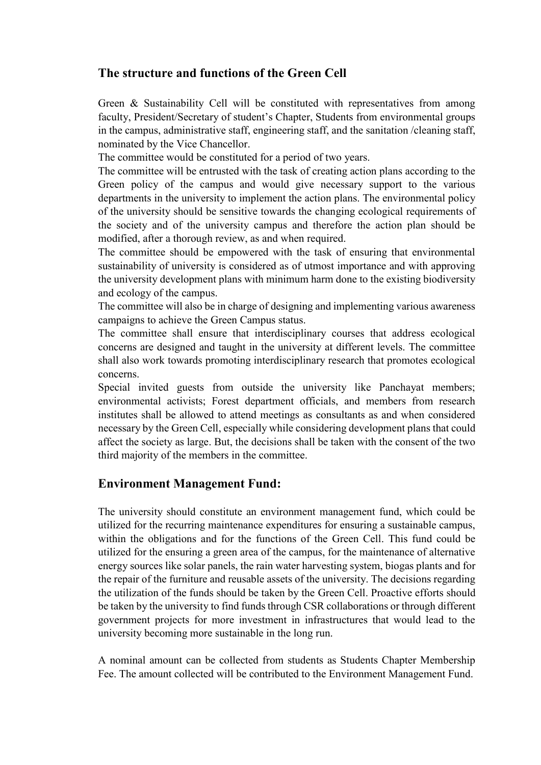## The structure and functions of the Green Cell

Green & Sustainability Cell will be constituted with representatives from among faculty, President/Secretary of student's Chapter, Students from environmental groups in the campus, administrative staff, engineering staff, and the sanitation /cleaning staff, nominated by the Vice Chancellor.

The committee would be constituted for a period of two years.

The committee will be entrusted with the task of creating action plans according to the Green policy of the campus and would give necessary support to the various departments in the university to implement the action plans. The environmental policy of the university should be sensitive towards the changing ecological requirements of the society and of the university campus and therefore the action plan should be modified, after a thorough review, as and when required.

The committee should be empowered with the task of ensuring that environmental sustainability of university is considered as of utmost importance and with approving the university development plans with minimum harm done to the existing biodiversity and ecology of the campus.

The committee will also be in charge of designing and implementing various awareness campaigns to achieve the Green Campus status.

The committee shall ensure that interdisciplinary courses that address ecological concerns are designed and taught in the university at different levels. The committee shall also work towards promoting interdisciplinary research that promotes ecological concerns.

Special invited guests from outside the university like Panchayat members; environmental activists; Forest department officials, and members from research institutes shall be allowed to attend meetings as consultants as and when considered necessary by the Green Cell, especially while considering development plans that could affect the society as large. But, the decisions shall be taken with the consent of the two third majority of the members in the committee.

## Environment Management Fund:

The university should constitute an environment management fund, which could be utilized for the recurring maintenance expenditures for ensuring a sustainable campus, within the obligations and for the functions of the Green Cell. This fund could be utilized for the ensuring a green area of the campus, for the maintenance of alternative energy sources like solar panels, the rain water harvesting system, biogas plants and for the repair of the furniture and reusable assets of the university. The decisions regarding the utilization of the funds should be taken by the Green Cell. Proactive efforts should be taken by the university to find funds through CSR collaborations or through different government projects for more investment in infrastructures that would lead to the university becoming more sustainable in the long run.

A nominal amount can be collected from students as Students Chapter Membership Fee. The amount collected will be contributed to the Environment Management Fund.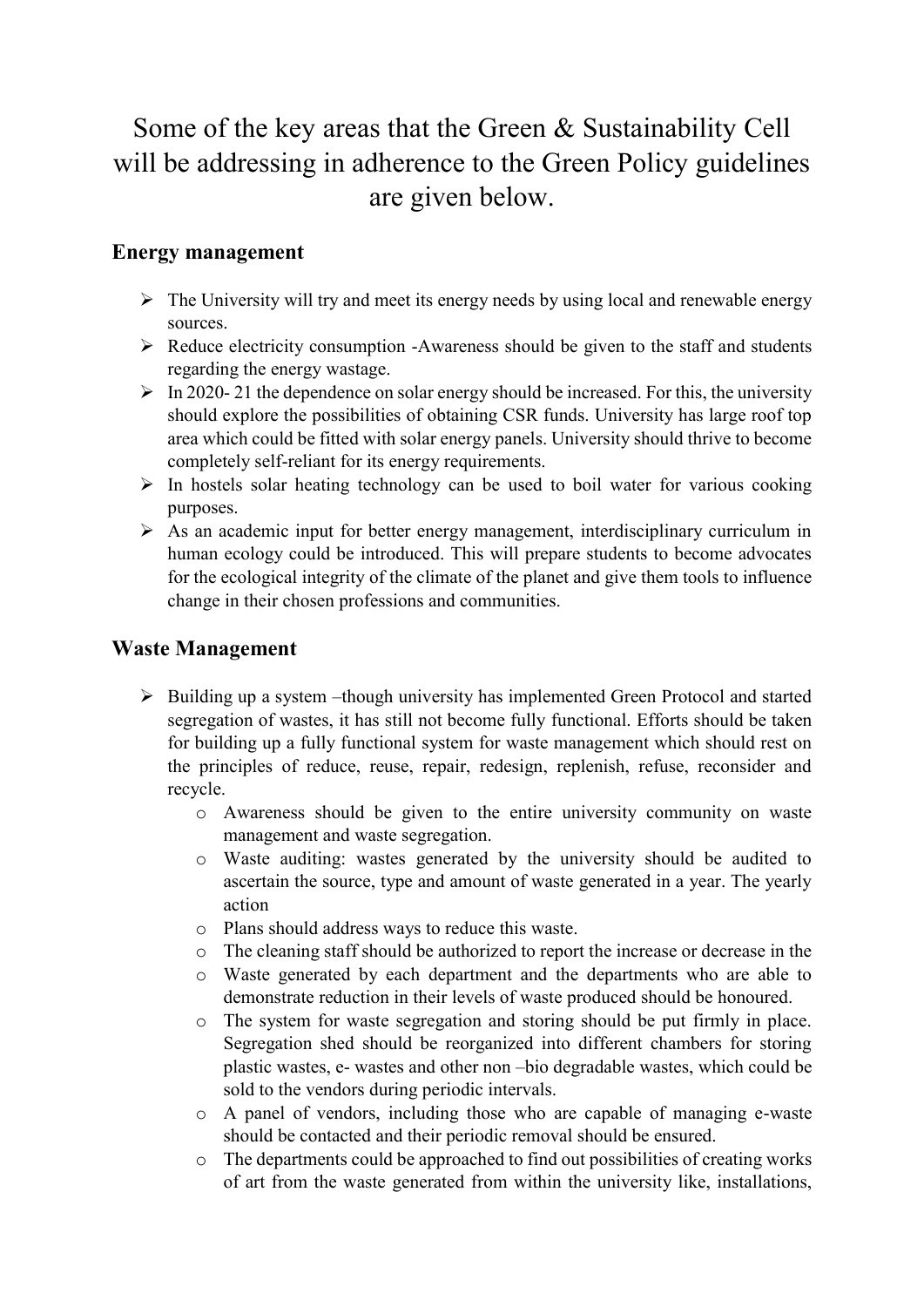# Some of the key areas that the Green & Sustainability Cell will be addressing in adherence to the Green Policy guidelines are given below.

## Energy management

- The University will try and meet its energy needs by using local and renewable energy sources.
- Reduce electricity consumption -Awareness should be given to the staff and students regarding the energy wastage.
- In 2020- 21 the dependence on solar energy should be increased. For this, the university should explore the possibilities of obtaining CSR funds. University has large roof top area which could be fitted with solar energy panels. University should thrive to become completely self-reliant for its energy requirements.
- In hostels solar heating technology can be used to boil water for various cooking purposes.
- As an academic input for better energy management, interdisciplinary curriculum in human ecology could be introduced. This will prepare students to become advocates for the ecological integrity of the climate of the planet and give them tools to influence change in their chosen professions and communities.

## Waste Management

- Building up a system –though university has implemented Green Protocol and started segregation of wastes, it has still not become fully functional. Efforts should be taken for building up a fully functional system for waste management which should rest on the principles of reduce, reuse, repair, redesign, replenish, refuse, reconsider and recycle.
    - Awareness should be given to the entire university community on waste management and waste segregation.
    - Waste auditing: wastes generated by the university should be audited to ascertain the source, type and amount of waste generated in a year. The yearly action
    - Plans should address ways to reduce this waste.
    - The cleaning staff should be authorized to report the increase or decrease in the
    - Waste generated by each department and the departments who are able to demonstrate reduction in their levels of waste produced should be honoured.
    - The system for waste segregation and storing should be put firmly in place. Segregation shed should be reorganized into different chambers for storing plastic wastes, e- wastes and other non –bio degradable wastes, which could be sold to the vendors during periodic intervals.
    - A panel of vendors, including those who are capable of managing e-waste should be contacted and their periodic removal should be ensured.
    - The departments could be approached to find out possibilities of creating works of art from the waste generated from within the university like, installations,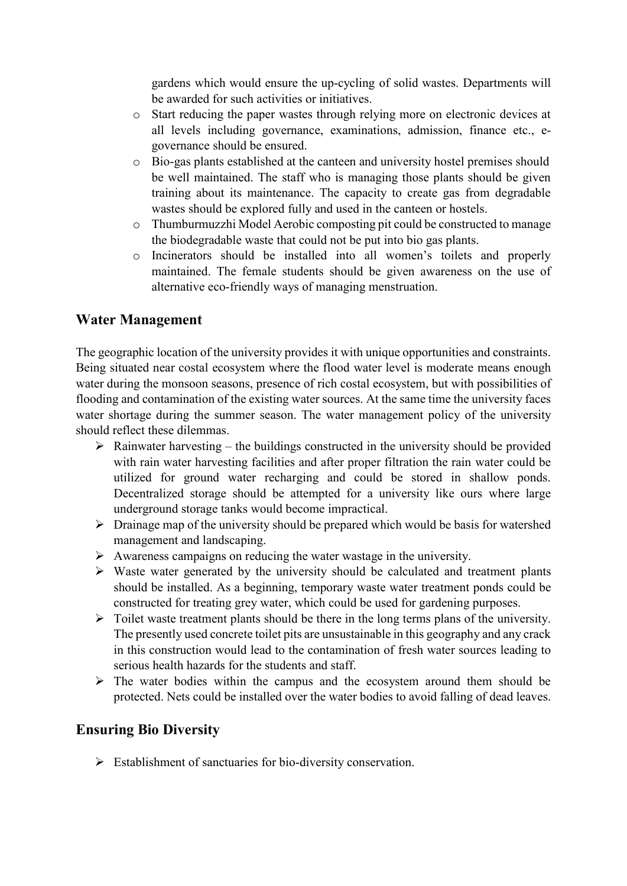gardens which would ensure the up-cycling of solid wastes. Departments will be awarded for such activities or initiatives.

- Start reducing the paper wastes through relying more on electronic devices at all levels including governance, examinations, admission, finance etc., e-governance should be ensured.
- Bio-gas plants established at the canteen and university hostel premises should be well maintained. The staff who is managing those plants should be given training about its maintenance. The capacity to create gas from degradable wastes should be explored fully and used in the canteen or hostels.
- Thumburmuzzhi Model Aerobic composting pit could be constructed to manage the biodegradable waste that could not be put into bio gas plants.
- Incinerators should be installed into all women's toilets and properly maintained. The female students should be given awareness on the use of alternative eco-friendly ways of managing menstruation.

## Water Management

The geographic location of the university provides it with unique opportunities and constraints. Being situated near costal ecosystem where the flood water level is moderate means enough water during the monsoon seasons, presence of rich costal ecosystem, but with possibilities of flooding and contamination of the existing water sources. At the same time the university faces water shortage during the summer season. The water management policy of the university should reflect these dilemmas.

- Rainwater harvesting – the buildings constructed in the university should be provided with rain water harvesting facilities and after proper filtration the rain water could be utilized for ground water recharging and could be stored in shallow ponds. Decentralized storage should be attempted for a university like ours where large underground storage tanks would become impractical.
- Drainage map of the university should be prepared which would be basis for watershed management and landscaping.
- Awareness campaigns on reducing the water wastage in the university.
- Waste water generated by the university should be calculated and treatment plants should be installed. As a beginning, temporary waste water treatment ponds could be constructed for treating grey water, which could be used for gardening purposes.
- Toilet waste treatment plants should be there in the long terms plans of the university. The presently used concrete toilet pits are unsustainable in this geography and any crack in this construction would lead to the contamination of fresh water sources leading to serious health hazards for the students and staff.
- The water bodies within the campus and the ecosystem around them should be protected. Nets could be installed over the water bodies to avoid falling of dead leaves.

## Ensuring Bio Diversity

- Establishment of sanctuaries for bio-diversity conservation.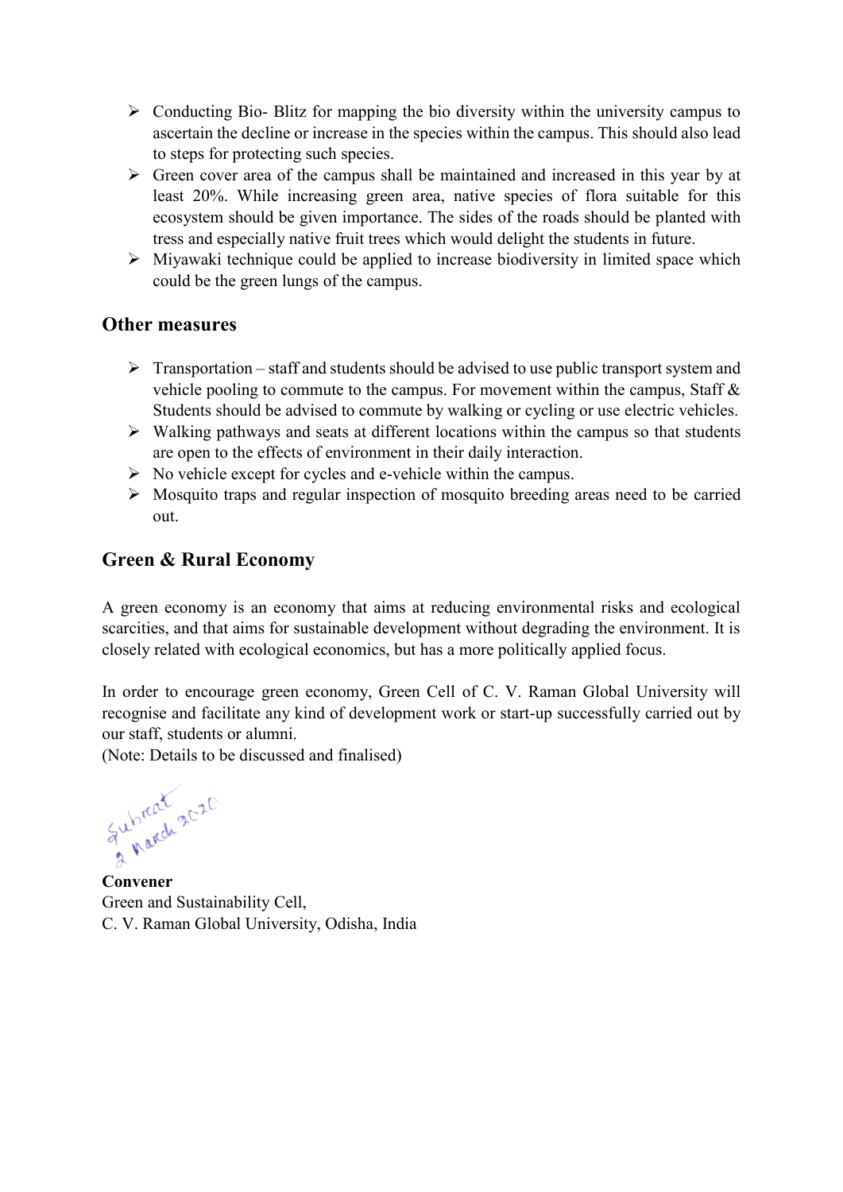- Conducting Bio- Blitz for mapping the bio diversity within the university campus to ascertain the decline or increase in the species within the campus. This should also lead to steps for protecting such species.
- Green cover area of the campus shall be maintained and increased in this year by at least 20%. While increasing green area, native species of flora suitable for this ecosystem should be given importance. The sides of the roads should be planted with tress and especially native fruit trees which would delight the students in future.
- Miyawaki technique could be applied to increase biodiversity in limited space which could be the green lungs of the campus.

## Other measures

- Transportation – staff and students should be advised to use public transport system and vehicle pooling to commute to the campus. For movement within the campus, Staff & Students should be advised to commute by walking or cycling or use electric vehicles.
- Walking pathways and seats at different locations within the campus so that students are open to the effects of environment in their daily interaction.
- No vehicle except for cycles and e-vehicle within the campus.
- Mosquito traps and regular inspection of mosquito breeding areas need to be carried out.

## Green & Rural Economy

A green economy is an economy that aims at reducing environmental risks and ecological scarcities, and that aims for sustainable development without degrading the environment. It is closely related with ecological economics, but has a more politically applied focus.

In order to encourage green economy, Green Cell of C. V. Raman Global University will recognise and facilitate any kind of development work or start-up successfully carried out by our staff, students or alumni.
(Note: Details to be discussed and finalised)

Subrat
2 March 2020

**Convener**
Green and Sustainability Cell,
C. V. Raman Global University, Odisha, India